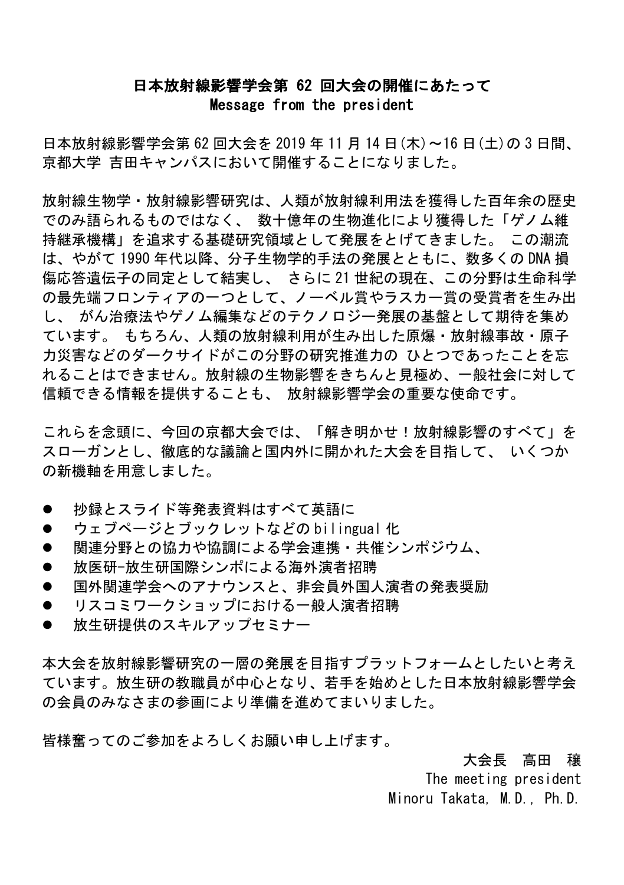# 日本放射線影響学会第 62 回大会の開催にあたって
# Message from the president

日本放射線影響学会第 62 回大会を 2019 年 11 月 14 日(木)～16 日(土)の 3 日間、京都大学 吉田キャンパスにおいて開催することになりました。

放射線生物学・放射線影響研究は、人類が放射線利用法を獲得した百年余の歴史でのみ語られるものではなく、 数十億年の生物進化により獲得した「ゲノム維持継承機構」を追求する基礎研究領域として発展をとげてきました。 この潮流は、やがて 1990 年代以降、分子生物学的手法の発展とともに、数多くの DNA 損傷応答遺伝子の同定として結実し、 さらに 21 世紀の現在、この分野は生命科学の最先端フロンティアの一つとして、ノーベル賞やラスカー賞の受賞者を生み出し、 がん治療法やゲノム編集などのテクノロジー発展の基盤として期待を集めています。 もちろん、人類の放射線利用が生み出した原爆・放射線事故・原子力災害などのダークサイドがこの分野の研究推進力の ひとつであったことを忘れることはできません。放射線の生物影響をきちんと見極め、一般社会に対して信頼できる情報を提供することも、 放射線影響学会の重要な使命です。

これらを念頭に、今回の京都大会では、「解き明かせ！放射線影響のすべて」をスローガンとし、徹底的な議論と国内外に開かれた大会を目指して、 いくつかの新機軸を用意しました。

- 抄録とスライド等発表資料はすべて英語に
- ウェブページとブックレットなどの bilingual 化
- 関連分野との協力や協調による学会連携・共催シンポジウム、
- 放医研-放生研国際シンポによる海外演者招聘
- 国外関連学会へのアナウンスと、非会員外国人演者の発表奨励
- リスコミワークショップにおける一般人演者招聘
- 放生研提供のスキルアップセミナー

本大会を放射線影響研究の一層の発展を目指すプラットフォームとしたいと考えています。放生研の教職員が中心となり、若手を始めとした日本放射線影響学会の会員のみなさまの参画により準備を進めてまいりました。

皆様奮ってのご参加をよろしくお願い申し上げます。

大会長　高田　穣
The meeting president
Minoru Takata, M.D., Ph.D.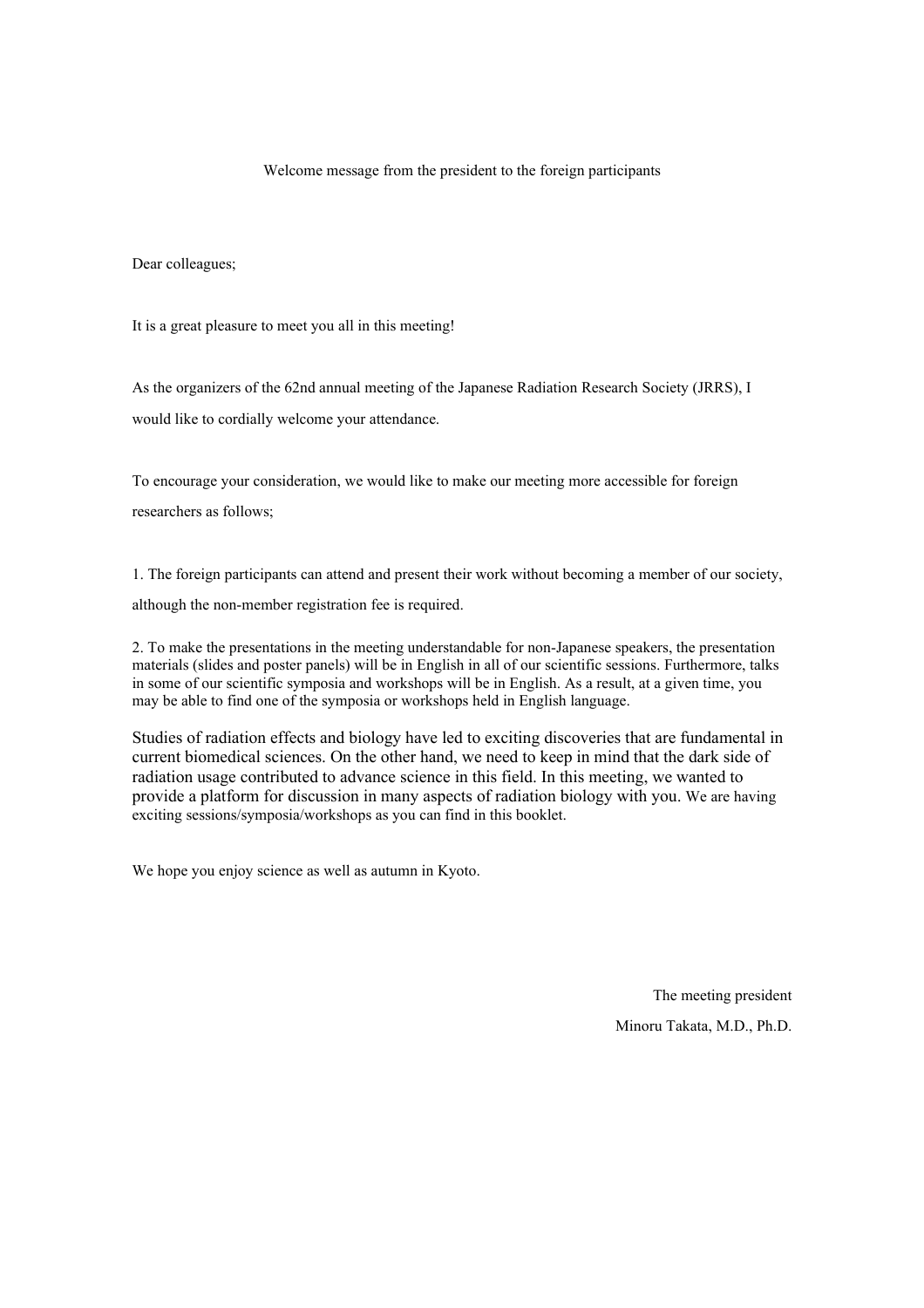Welcome message from the president to the foreign participants

Dear colleagues;

It is a great pleasure to meet you all in this meeting!

As the organizers of the 62nd annual meeting of the Japanese Radiation Research Society (JRRS), I would like to cordially welcome your attendance.

To encourage your consideration, we would like to make our meeting more accessible for foreign researchers as follows;

1. The foreign participants can attend and present their work without becoming a member of our society, although the non-member registration fee is required.

2. To make the presentations in the meeting understandable for non-Japanese speakers, the presentation materials (slides and poster panels) will be in English in all of our scientific sessions. Furthermore, talks in some of our scientific symposia and workshops will be in English. As a result, at a given time, you may be able to find one of the symposia or workshops held in English language.

Studies of radiation effects and biology have led to exciting discoveries that are fundamental in current biomedical sciences. On the other hand, we need to keep in mind that the dark side of radiation usage contributed to advance science in this field. In this meeting, we wanted to provide a platform for discussion in many aspects of radiation biology with you. We are having exciting sessions/symposia/workshops as you can find in this booklet.

We hope you enjoy science as well as autumn in Kyoto.

The meeting president

Minoru Takata, M.D., Ph.D.